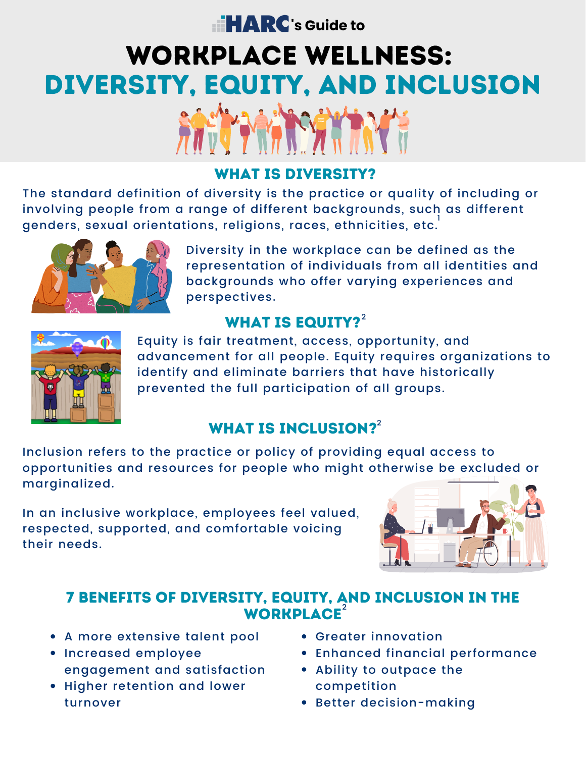HARC's Guide to

# WORKPLACE WELLNESS: DIVERSITY, EQUITY, AND INCLUSION

## WHAT IS DIVERSITY?

The standard definition of diversity is the practice or quality of including or involving people from a range of different backgrounds, such as different genders, sexual orientations, religions, races, ethnicities, etc.[1]

Diversity in the workplace can be defined as the representation of individuals from all identities and backgrounds who offer varying experiences and perspectives.

## WHAT IS EQUITY?[2]

Equity is fair treatment, access, opportunity, and advancement for all people. Equity requires organizations to identify and eliminate barriers that have historically prevented the full participation of all groups.

## WHAT IS INCLUSION?[2]

Inclusion refers to the practice or policy of providing equal access to opportunities and resources for people who might otherwise be excluded or marginalized.

In an inclusive workplace, employees feel valued, respected, supported, and comfortable voicing their needs.

## 7 BENEFITS OF DIVERSITY, EQUITY, AND INCLUSION IN THE WORKPLACE[2]

- A more extensive talent pool
- Increased employee engagement and satisfaction
- Higher retention and lower turnover
- Greater innovation
- Enhanced financial performance
- Ability to outpace the competition
- Better decision-making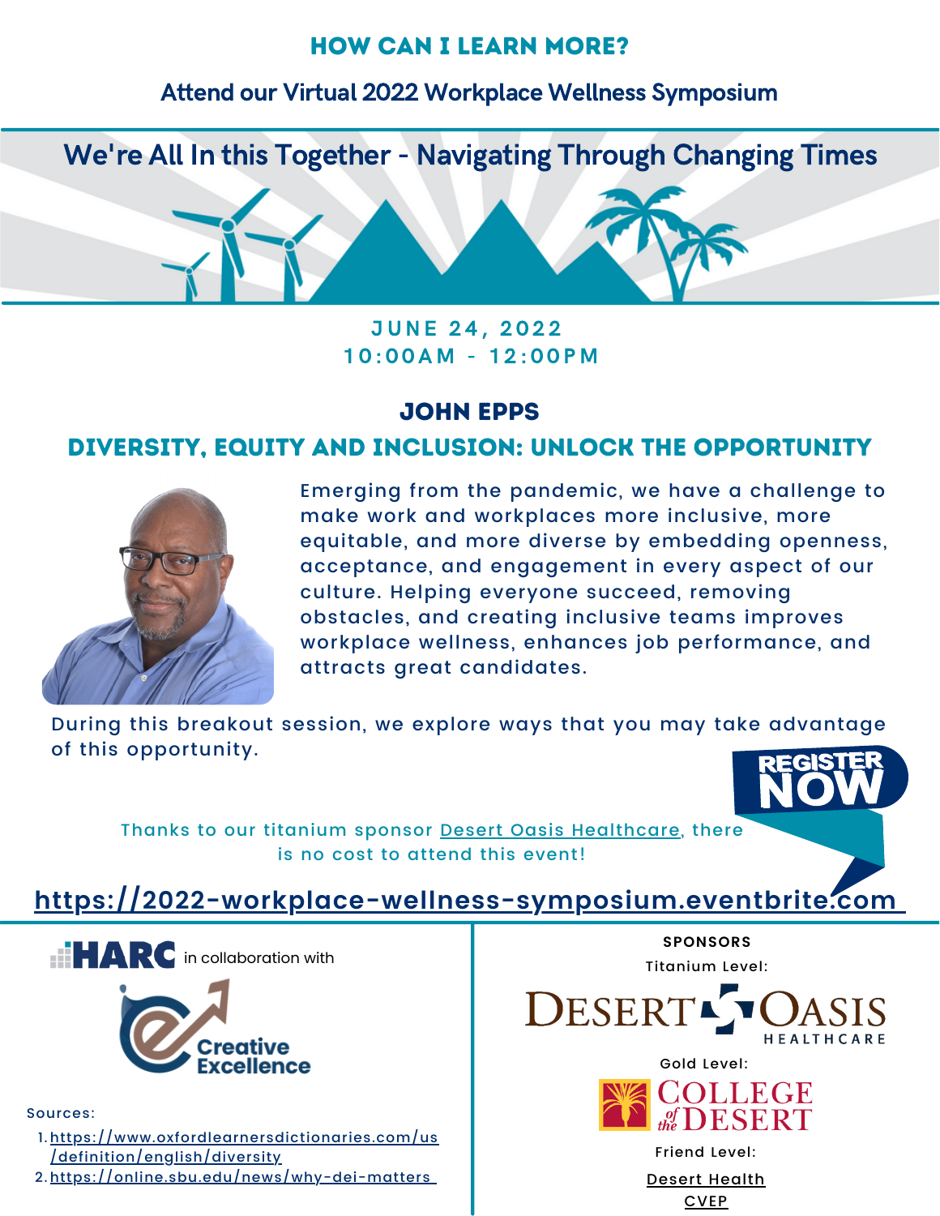## HOW CAN I LEARN MORE?

### Attend our Virtual 2022 Workplace Wellness Symposium

## We're All In this Together - Navigating Through Changing Times

**JUNE 24, 2022**
**10:00AM - 12:00PM**

### JOHN EPPS

### DIVERSITY, EQUITY AND INCLUSION: UNLOCK THE OPPORTUNITY

Emerging from the pandemic, we have a challenge to make work and workplaces more inclusive, more equitable, and more diverse by embedding openness, acceptance, and engagement in every aspect of our culture. Helping everyone succeed, removing obstacles, and creating inclusive teams improves workplace wellness, enhances job performance, and attracts great candidates.

During this breakout session, we explore ways that you may take advantage of this opportunity.

**REGISTER NOW**

Thanks to our titanium sponsor Desert Oasis Healthcare, there is no cost to attend this event!

**https://2022-workplace-wellness-symposium.eventbrite.com**

HARC in collaboration with Creative Excellence

Sources:

1. https://www.oxfordlearnersdictionaries.com/us/definition/english/diversity
2. https://online.sbu.edu/news/why-dei-matters

**SPONSORS**

Titanium Level:

DESERT OASIS HEALTHCARE

Gold Level:

COLLEGE of the DESERT

Friend Level:

Desert Health

CVEP